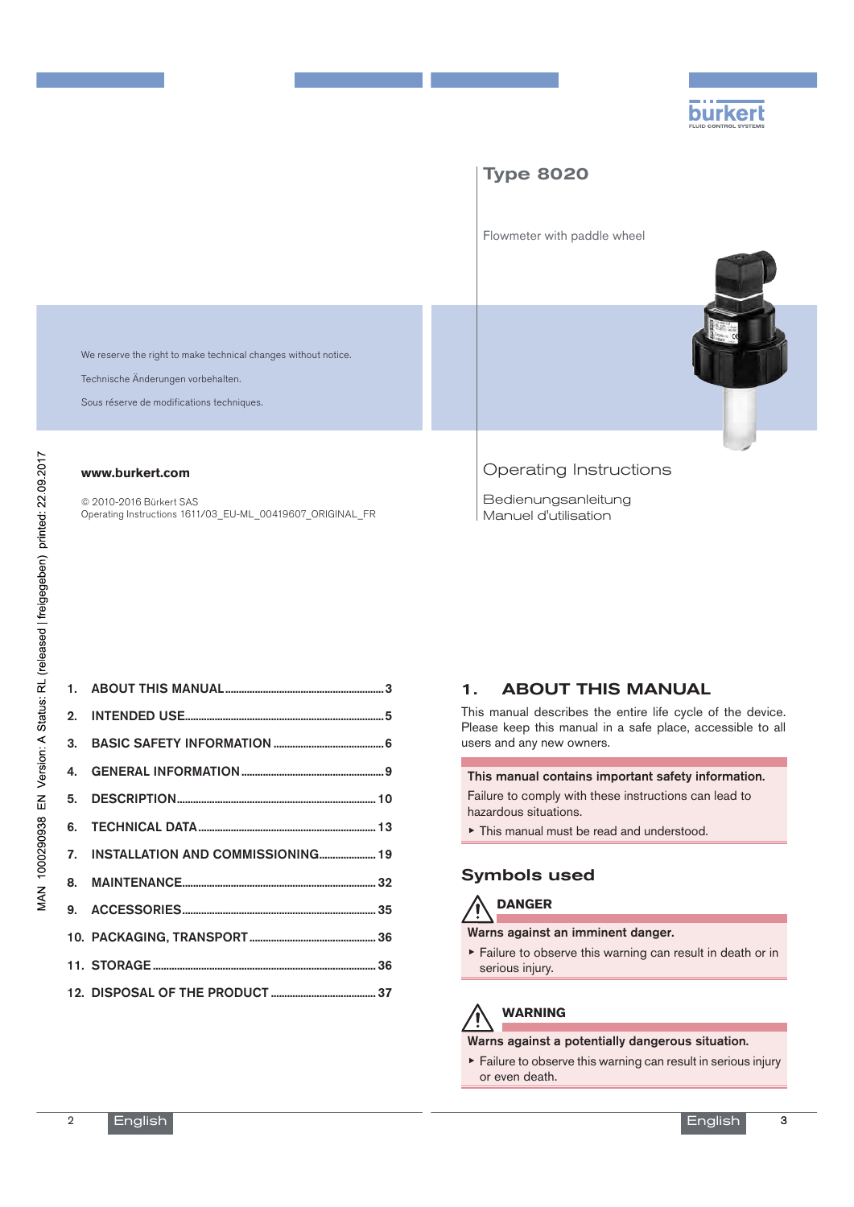## Type 8020

Flowmeter with paddle wheel

We reserve the right to make technical changes without notice.

Technische Änderungen vorbehalten.

Sous réserve de modifications techniques.

**www.burkert.com**

© 2010-2016 Bürkert SAS
Operating Instructions 1611/03_EU-ML_00419607_ORIGINAL_FR

Operating Instructions

Bedienungsanleitung
Manuel d'utilisation

MAN 1000290938 EN Version: A Status: RL (released | freigegeben) printed: 22.09.2017

1. ABOUT THIS MANUAL ......3
2. INTENDED USE ......5
3. BASIC SAFETY INFORMATION ......6
4. GENERAL INFORMATION ......9
5. DESCRIPTION ......10
6. TECHNICAL DATA ......13
7. INSTALLATION AND COMMISSIONING ......19
8. MAINTENANCE ......32
9. ACCESSORIES ......35
10. PACKAGING, TRANSPORT ......36
11. STORAGE ......36
12. DISPOSAL OF THE PRODUCT ......37

# 1. ABOUT THIS MANUAL

This manual describes the entire life cycle of the device. Please keep this manual in a safe place, accessible to all users and any new owners.

**This manual contains important safety information.**

Failure to comply with these instructions can lead to hazardous situations.

- This manual must be read and understood.

## Symbols used

**DANGER**

**Warns against an imminent danger.**

- Failure to observe this warning can result in death or in serious injury.

**WARNING**

**Warns against a potentially dangerous situation.**

- Failure to observe this warning can result in serious injury or even death.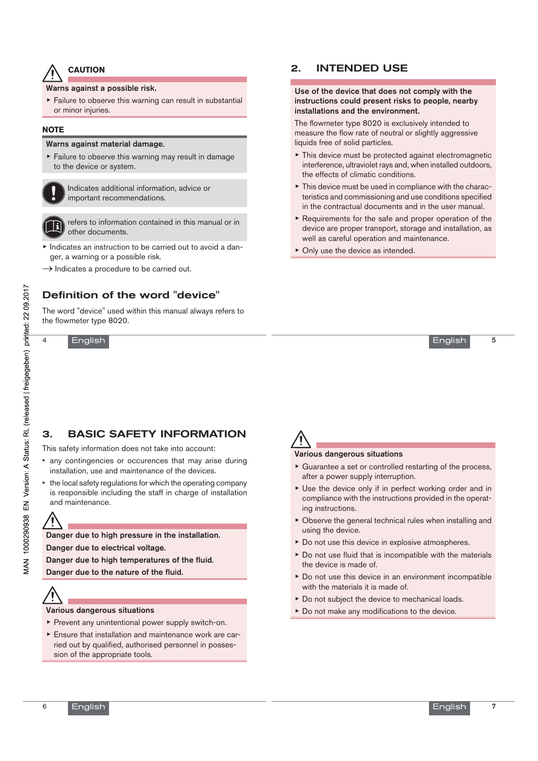**CAUTION**

**Warns against a possible risk.**

- Failure to observe this warning can result in substantial or minor injuries.

**NOTE**

**Warns against material damage.**

- Failure to observe this warning may result in damage to the device or system.

Indicates additional information, advice or important recommendations.

refers to information contained in this manual or in other documents.

- Indicates an instruction to be carried out to avoid a danger, a warning or a possible risk.

→ Indicates a procedure to be carried out.

## Definition of the word "device"

The word "device" used within this manual always refers to the flowmeter type 8020.

# 2. INTENDED USE

**Use of the device that does not comply with the instructions could present risks to people, nearby installations and the environment.**

The flowmeter type 8020 is exclusively intended to measure the flow rate of neutral or slightly aggressive liquids free of solid particles.

- This device must be protected against electromagnetic interference, ultraviolet rays and, when installed outdoors, the effects of climatic conditions.
- This device must be used in compliance with the characteristics and commissioning and use conditions specified in the contractual documents and in the user manual.
- Requirements for the safe and proper operation of the device are proper transport, storage and installation, as well as careful operation and maintenance.
- Only use the device as intended.

# 3. BASIC SAFETY INFORMATION

This safety information does not take into account:

- any contingencies or occurences that may arise during installation, use and maintenance of the devices.
- the local safety regulations for which the operating company is responsible including the staff in charge of installation and maintenance.

**Danger due to high pressure in the installation.**

**Danger due to electrical voltage.**

**Danger due to high temperatures of the fluid.**

**Danger due to the nature of the fluid.**

**Various dangerous situations**

- Prevent any unintentional power supply switch-on.
- Ensure that installation and maintenance work are carried out by qualified, authorised personnel in possession of the appropriate tools.

**Various dangerous situations**

- Guarantee a set or controlled restarting of the process, after a power supply interruption.
- Use the device only if in perfect working order and in compliance with the instructions provided in the operating instructions.
- Observe the general technical rules when installing and using the device.
- Do not use this device in explosive atmospheres.
- Do not use fluid that is incompatible with the materials the device is made of.
- Do not use this device in an environment incompatible with the materials it is made of.
- Do not subject the device to mechanical loads.
- Do not make any modifications to the device.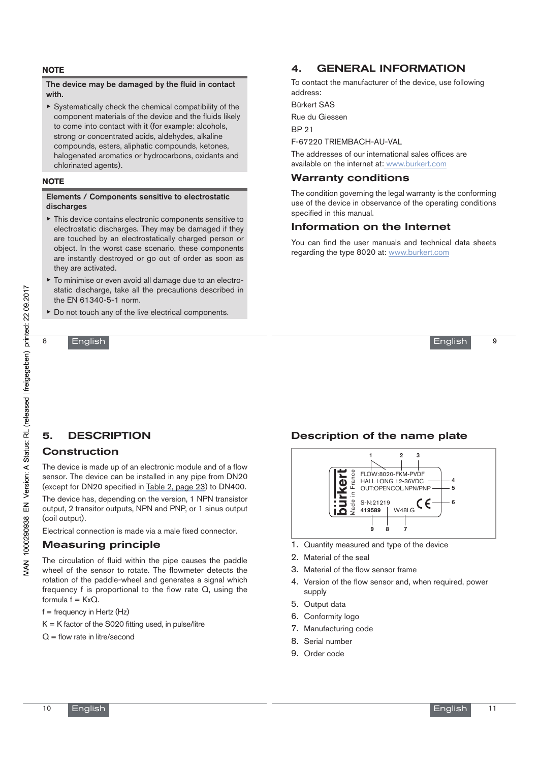**NOTE**

**The device may be damaged by the fluid in contact with.**

- Systematically check the chemical compatibility of the component materials of the device and the fluids likely to come into contact with it (for example: alcohols, strong or concentrated acids, aldehydes, alkaline compounds, esters, aliphatic compounds, ketones, halogenated aromatics or hydrocarbons, oxidants and chlorinated agents).

**NOTE**

**Elements / Components sensitive to electrostatic discharges**

- This device contains electronic components sensitive to electrostatic discharges. They may be damaged if they are touched by an electrostatically charged person or object. In the worst case scenario, these components are instantly destroyed or go out of order as soon as they are activated.
- To minimise or even avoid all damage due to an electrostatic discharge, take all the precautions described in the EN 61340-5-1 norm.
- Do not touch any of the live electrical components.

# 4. GENERAL INFORMATION

To contact the manufacturer of the device, use following address:

Bürkert SAS

Rue du Giessen

BP 21

F-67220 TRIEMBACH-AU-VAL

The addresses of our international sales offices are available on the internet at: www.burkert.com

## Warranty conditions

The condition governing the legal warranty is the conforming use of the device in observance of the operating conditions specified in this manual.

## Information on the Internet

You can find the user manuals and technical data sheets regarding the type 8020 at: www.burkert.com

# 5. DESCRIPTION

## Construction

The device is made up of an electronic module and of a flow sensor. The device can be installed in any pipe from DN20 (except for DN20 specified in Table 2, page 23) to DN400.

The device has, depending on the version, 1 NPN transistor output, 2 transitor outputs, NPN and PNP, or 1 sinus output (coil output).

Electrical connection is made via a male fixed connector.

## Measuring principle

The circulation of fluid within the pipe causes the paddle wheel of the sensor to rotate. The flowmeter detects the rotation of the paddle-wheel and generates a signal which frequency f is proportional to the flow rate Q, using the formula $f = KxQ$.

f = frequency in Hertz (Hz)

K = K factor of the S020 fitting used, in pulse/litre

Q = flow rate in litre/second

## Description of the name plate

FLOW:8020-FKM-PVDF
HALL LONG 12-36VDC
OUT:OPENCOL.NPN/PNP
S-N:21219
419589 W48LG

1. Quantity measured and type of the device
2. Material of the seal
3. Material of the flow sensor frame
4. Version of the flow sensor and, when required, power supply
5. Output data
6. Conformity logo
7. Manufacturing code
8. Serial number
9. Order code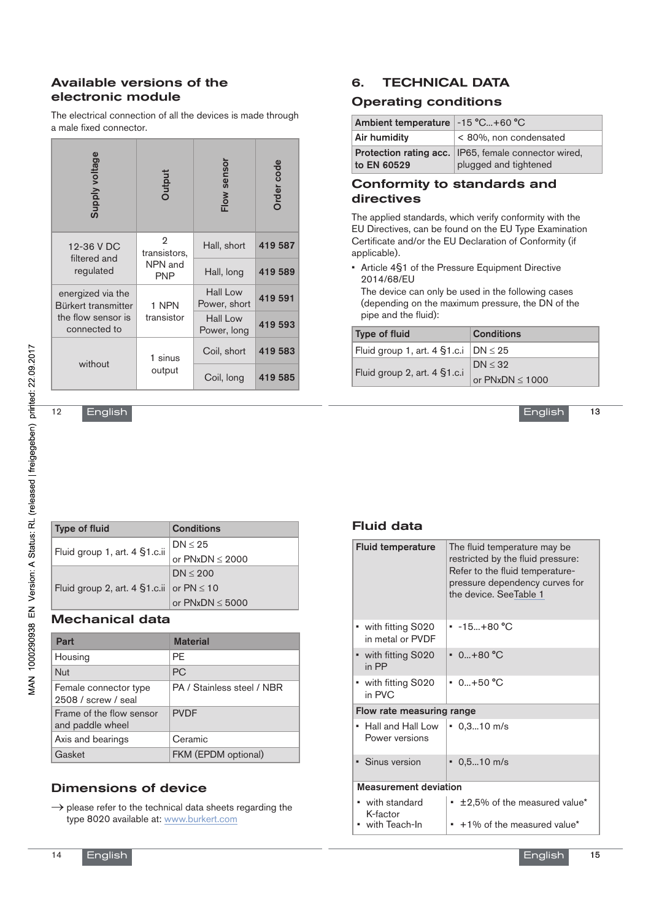## Available versions of the electronic module

The electrical connection of all the devices is made through a male fixed connector.

| Supply voltage | Output | Flow sensor | Order code |
|---|---|---|---|
| 12-36 V DC filtered and regulated | 2 transistors, NPN and PNP | Hall, short | **419 587** |
| | | Hall, long | **419 589** |
| energized via the Bürkert transmitter the flow sensor is connected to | 1 NPN transistor | Hall Low Power, short | **419 591** |
| | | Hall Low Power, long | **419 593** |
| without | 1 sinus output | Coil, short | **419 583** |
| | | Coil, long | **419 585** |

## 6. TECHNICAL DATA

### Operating conditions

| | |
|---|---|
| **Ambient temperature** | -15 °C...+60 °C |
| **Air humidity** | < 80%, non condensated |
| **Protection rating acc. to EN 60529** | IP65, female connector wired, plugged and tightened |

### Conformity to standards and directives

The applied standards, which verify conformity with the EU Directives, can be found on the EU Type Examination Certificate and/or the EU Declaration of Conformity (if applicable).

- Article 4§1 of the Pressure Equipment Directive 2014/68/EU
  The device can only be used in the following cases (depending on the maximum pressure, the DN of the pipe and the fluid):

| Type of fluid | Conditions |
|---|---|
| Fluid group 1, art. 4 §1.c.i | DN ≤ 25 |
| Fluid group 2, art. 4 §1.c.i | DN ≤ 32 or PNxDN ≤ 1000 |
| Fluid group 1, art. 4 §1.c.ii | DN ≤ 25 or PNxDN ≤ 2000 |
| Fluid group 2, art. 4 §1.c.ii | DN ≤ 200 or PN ≤ 10 or PNxDN ≤ 5000 |

### Mechanical data

| Part | Material |
|---|---|
| Housing | PE |
| Nut | PC |
| Female connector type 2508 / screw / seal | PA / Stainless steel / NBR |
| Frame of the flow sensor and paddle wheel | PVDF |
| Axis and bearings | Ceramic |
| Gasket | FKM (EPDM optional) |

### Dimensions of device

→ please refer to the technical data sheets regarding the type 8020 available at: www.burkert.com

### Fluid data

| | |
|---|---|
| **Fluid temperature** | The fluid temperature may be restricted by the fluid pressure: Refer to the fluid temperature-pressure dependency curves for the device. See Table 1 |
| • with fitting S020 in metal or PVDF | • -15...+80 °C |
| • with fitting S020 in PP | • 0...+80 °C |
| • with fitting S020 in PVC | • 0...+50 °C |
| **Flow rate measuring range** | |
| • Hall and Hall Low Power versions | • 0,3...10 m/s |
| • Sinus version | • 0,5...10 m/s |
| **Measurement deviation** | |
| • with standard K-factor | • ±2,5% of the measured value* |
| • with Teach-In | • +1% of the measured value* |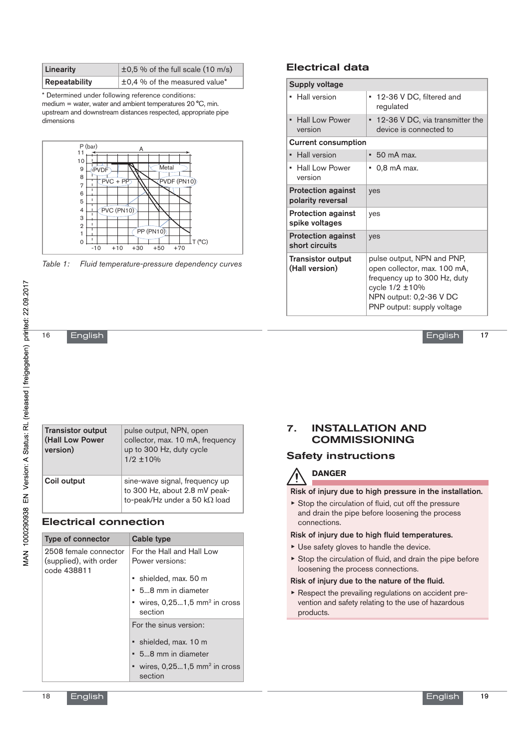| Linearity | ±0,5 % of the full scale (10 m/s) |
|---|---|
| Repeatability | ±0,4 % of the measured value* |

* Determined under following reference conditions: medium = water, water and ambient temperatures 20 °C, min. upstream and downstream distances respected, appropriate pipe dimensions

*Table 1: Fluid temperature-pressure dependency curves*

## Electrical data

| Supply voltage | |
|---|---|
| ▪ Hall version | ▪ 12-36 V DC, filtered and regulated |
| ▪ Hall Low Power version | ▪ 12-36 V DC, via transmitter the device is connected to |
| **Current consumption** | |
| ▪ Hall version | ▪ 50 mA max. |
| ▪ Hall Low Power version | ▪ 0,8 mA max. |
| **Protection against polarity reversal** | yes |
| **Protection against spike voltages** | yes |
| **Protection against short circuits** | yes |
| **Transistor output (Hall version)** | pulse output, NPN and PNP, open collector, max. 100 mA, frequency up to 300 Hz, duty cycle 1/2 ±10%<br>NPN output: 0,2-36 V DC<br>PNP output: supply voltage |
| **Transistor output (Hall Low Power version)** | pulse output, NPN, open collector, max. 10 mA, frequency up to 300 Hz, duty cycle 1/2 ±10% |
| **Coil output** | sine-wave signal, frequency up to 300 Hz, about 2.8 mV peak-to-peak/Hz under a 50 kΩ load |

## Electrical connection

| Type of connector | Cable type |
|---|---|
| 2508 female connector (supplied), with order code 438811 | For the Hall and Hall Low Power versions:<br>▪ shielded, max. 50 m<br>▪ 5...8 mm in diameter<br>▪ wires, 0,25...1,5 mm² in cross section |
| | For the sinus version:<br>▪ shielded, max. 10 m<br>▪ 5...8 mm in diameter<br>▪ wires, 0,25...1,5 mm² in cross section |

# 7. INSTALLATION AND COMMISSIONING

## Safety instructions

**DANGER**

**Risk of injury due to high pressure in the installation.**

- Stop the circulation of fluid, cut off the pressure and drain the pipe before loosening the process connections.

**Risk of injury due to high fluid temperatures.**

- Use safety gloves to handle the device.
- Stop the circulation of fluid, and drain the pipe before loosening the process connections.

**Risk of injury due to the nature of the fluid.**

- Respect the prevailing regulations on accident prevention and safety relating to the use of hazardous products.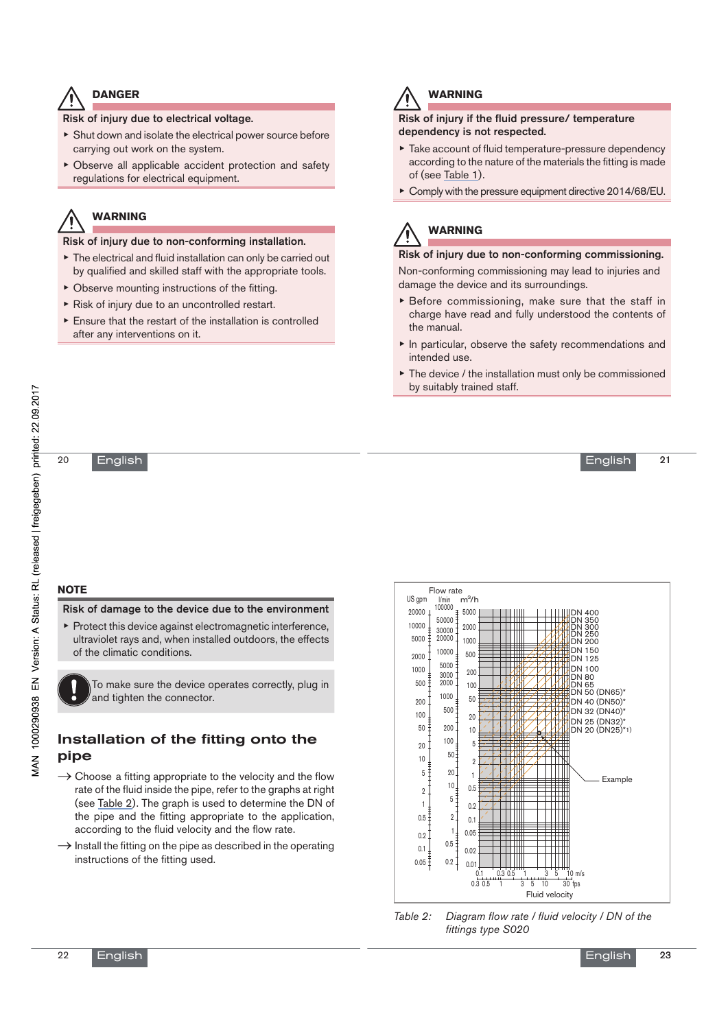## DANGER

**Risk of injury due to electrical voltage.**

- Shut down and isolate the electrical power source before carrying out work on the system.
- Observe all applicable accident protection and safety regulations for electrical equipment.

## WARNING

**Risk of injury due to non-conforming installation.**

- The electrical and fluid installation can only be carried out by qualified and skilled staff with the appropriate tools.
- Observe mounting instructions of the fitting.
- Risk of injury due to an uncontrolled restart.
- Ensure that the restart of the installation is controlled after any interventions on it.

## WARNING

**Risk of injury if the fluid pressure/ temperature dependency is not respected.**

- Take account of fluid temperature-pressure dependency according to the nature of the materials the fitting is made of (see Table 1).
- Comply with the pressure equipment directive 2014/68/EU.

## WARNING

**Risk of injury due to non-conforming commissioning.**

Non-conforming commissioning may lead to injuries and damage the device and its surroundings.

- Before commissioning, make sure that the staff in charge have read and fully understood the contents of the manual.
- In particular, observe the safety recommendations and intended use.
- The device / the installation must only be commissioned by suitably trained staff.

## NOTE

**Risk of damage to the device due to the environment**

- Protect this device against electromagnetic interference, ultraviolet rays and, when installed outdoors, the effects of the climatic conditions.

To make sure the device operates correctly, plug in and tighten the connector.

## Installation of the fitting onto the pipe

→ Choose a fitting appropriate to the velocity and the flow rate of the fluid inside the pipe, refer to the graphs at right (see Table 2). The graph is used to determine the DN of the pipe and the fitting appropriate to the application, according to the fluid velocity and the flow rate.

→ Install the fitting on the pipe as described in the operating instructions of the fitting used.

Flow rate: US gpm / l/min / m³/h — Fluid velocity: m/s / fps — DN 400, DN 350, DN 300, DN 250, DN 200, DN 150, DN 125, DN 100, DN 80, DN 65, DN 50 (DN65)*, DN 40 (DN50)*, DN 32 (DN40)*, DN 25 (DN32)*, DN 20 (DN25)*1) — Example

Table 2: *Diagram flow rate / fluid velocity / DN of the fittings type S020*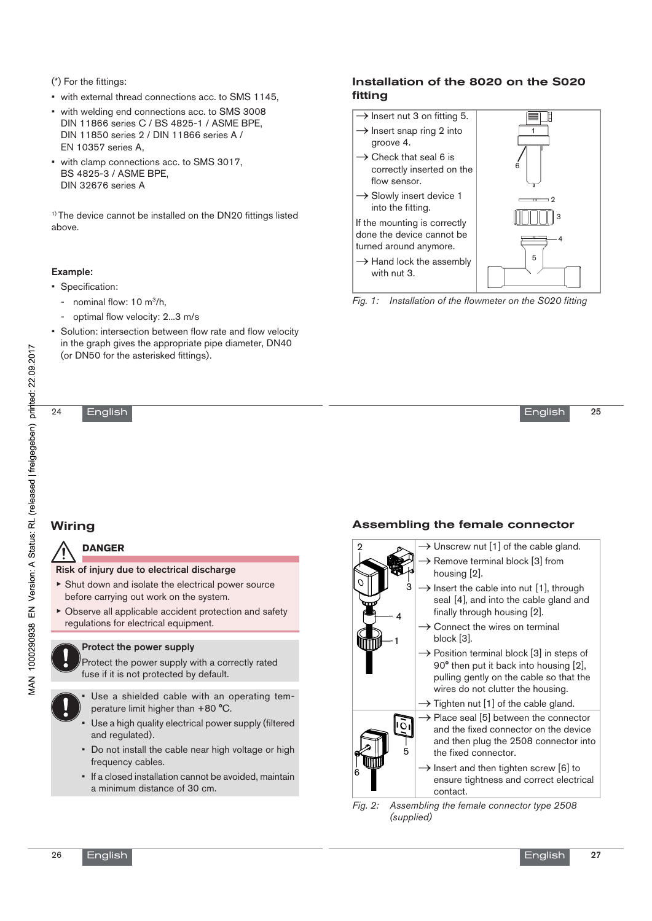(*) For the fittings:

- with external thread connections acc. to SMS 1145,
- with welding end connections acc. to SMS 3008 DIN 11866 series C / BS 4825-1 / ASME BPE, DIN 11850 series 2 / DIN 11866 series A / EN 10357 series A,
- with clamp connections acc. to SMS 3017, BS 4825-3 / ASME BPE, DIN 32676 series A

[1] The device cannot be installed on the DN20 fittings listed above.

**Example:**

- Specification:
  - nominal flow: 10 m³/h,
  - optimal flow velocity: 2...3 m/s
- Solution: intersection between flow rate and flow velocity in the graph gives the appropriate pipe diameter, DN40 (or DN50 for the asterisked fittings).

## Installation of the 8020 on the S020 fitting

→ Insert nut 3 on fitting 5.

→ Insert snap ring 2 into groove 4.

→ Check that seal 6 is correctly inserted on the flow sensor.

→ Slowly insert device 1 into the fitting.

If the mounting is correctly done the device cannot be turned around anymore.

→ Hand lock the assembly with nut 3.

*Fig. 1: Installation of the flowmeter on the S020 fitting*

## Wiring

**DANGER**

**Risk of injury due to electrical discharge**

- Shut down and isolate the electrical power source before carrying out work on the system.
- Observe all applicable accident protection and safety regulations for electrical equipment.

**Protect the power supply**

Protect the power supply with a correctly rated fuse if it is not protected by default.

- Use a shielded cable with an operating temperature limit higher than +80 °C.
- Use a high quality electrical power supply (filtered and regulated).
- Do not install the cable near high voltage or high frequency cables.
- If a closed installation cannot be avoided, maintain a minimum distance of 30 cm.

## Assembling the female connector

→ Unscrew nut [1] of the cable gland.

→ Remove terminal block [3] from housing [2].

→ Insert the cable into nut [1], through seal [4], and into the cable gland and finally through housing [2].

→ Connect the wires on terminal block [3].

→ Position terminal block [3] in steps of 90° then put it back into housing [2], pulling gently on the cable so that the wires do not clutter the housing.

→ Tighten nut [1] of the cable gland.

→ Place seal [5] between the connector and the fixed connector on the device and then plug the 2508 connector into the fixed connector.

→ Insert and then tighten screw [6] to ensure tightness and correct electrical contact.

*Fig. 2: Assembling the female connector type 2508 (supplied)*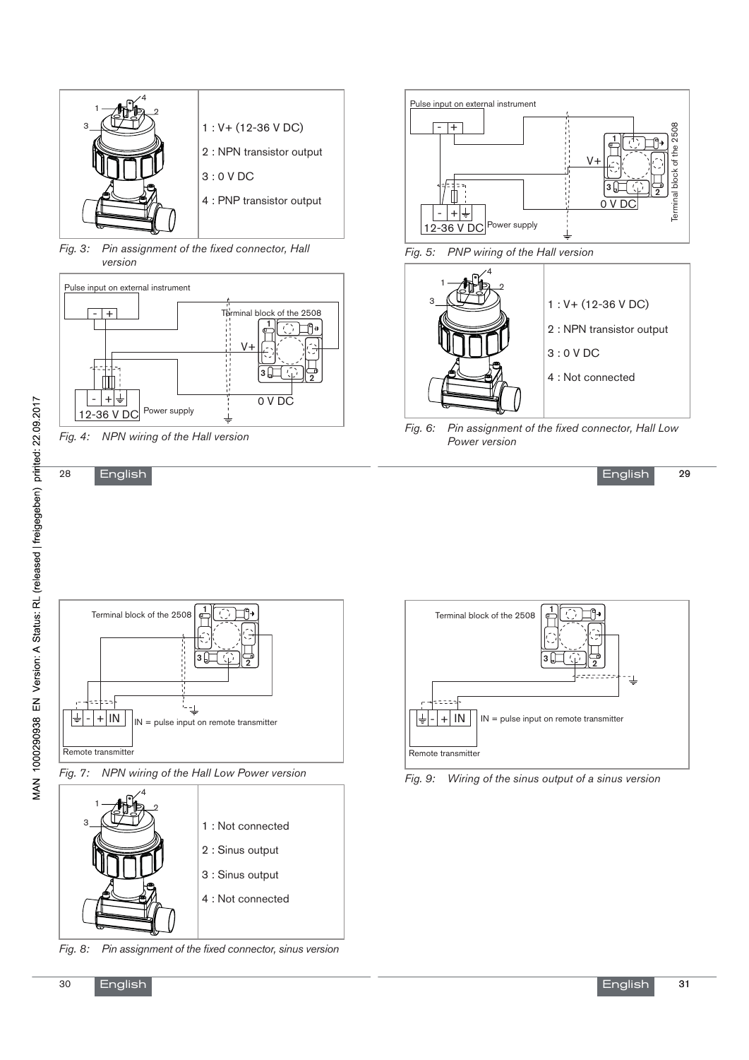1 : V+ (12-36 V DC)

2 : NPN transistor output

3 : 0 V DC

4 : PNP transistor output

*Fig. 3: Pin assignment of the fixed connector, Hall version*

Pulse input on external instrument

Terminal block of the 2508

V+

0 V DC

12-36 V DC Power supply

*Fig. 4: NPN wiring of the Hall version*

Pulse input on external instrument

V+

0 V DC

Terminal block of the 2508

12-36 V DC Power supply

*Fig. 5: PNP wiring of the Hall version*

1 : V+ (12-36 V DC)

2 : NPN transistor output

3 : 0 V DC

4 : Not connected

*Fig. 6: Pin assignment of the fixed connector, Hall Low Power version*

Terminal block of the 2508

IN = pulse input on remote transmitter

Remote transmitter

*Fig. 7: NPN wiring of the Hall Low Power version*

1 : Not connected

2 : Sinus output

3 : Sinus output

4 : Not connected

*Fig. 8: Pin assignment of the fixed connector, sinus version*

Terminal block of the 2508

IN = pulse input on remote transmitter

Remote transmitter

*Fig. 9: Wiring of the sinus output of a sinus version*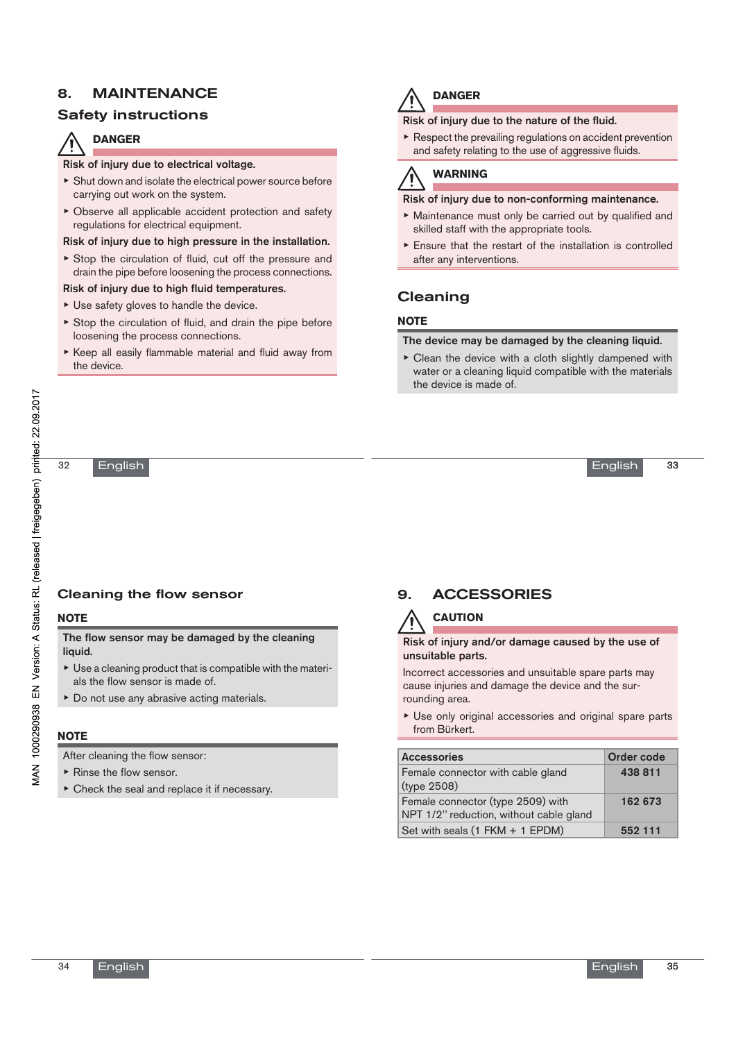# 8. MAINTENANCE

## Safety instructions

**DANGER**

**Risk of injury due to electrical voltage.**

- Shut down and isolate the electrical power source before carrying out work on the system.
- Observe all applicable accident protection and safety regulations for electrical equipment.

**Risk of injury due to high pressure in the installation.**

- Stop the circulation of fluid, cut off the pressure and drain the pipe before loosening the process connections.

**Risk of injury due to high fluid temperatures.**

- Use safety gloves to handle the device.
- Stop the circulation of fluid, and drain the pipe before loosening the process connections.
- Keep all easily flammable material and fluid away from the device.

**DANGER**

**Risk of injury due to the nature of the fluid.**

- Respect the prevailing regulations on accident prevention and safety relating to the use of aggressive fluids.

**WARNING**

**Risk of injury due to non-conforming maintenance.**

- Maintenance must only be carried out by qualified and skilled staff with the appropriate tools.
- Ensure that the restart of the installation is controlled after any interventions.

## Cleaning

**NOTE**

**The device may be damaged by the cleaning liquid.**

- Clean the device with a cloth slightly dampened with water or a cleaning liquid compatible with the materials the device is made of.

## Cleaning the flow sensor

**NOTE**

**The flow sensor may be damaged by the cleaning liquid.**

- Use a cleaning product that is compatible with the materials the flow sensor is made of.
- Do not use any abrasive acting materials.

**NOTE**

After cleaning the flow sensor:

- Rinse the flow sensor.
- Check the seal and replace it if necessary.

# 9. ACCESSORIES

**CAUTION**

**Risk of injury and/or damage caused by the use of unsuitable parts.**

Incorrect accessories and unsuitable spare parts may cause injuries and damage the device and the surrounding area.

- Use only original accessories and original spare parts from Bürkert.

| Accessories | Order code |
|---|---|
| Female connector with cable gland (type 2508) | **438 811** |
| Female connector (type 2509) with NPT 1/2'' reduction, without cable gland | **162 673** |
| Set with seals (1 FKM + 1 EPDM) | **552 111** |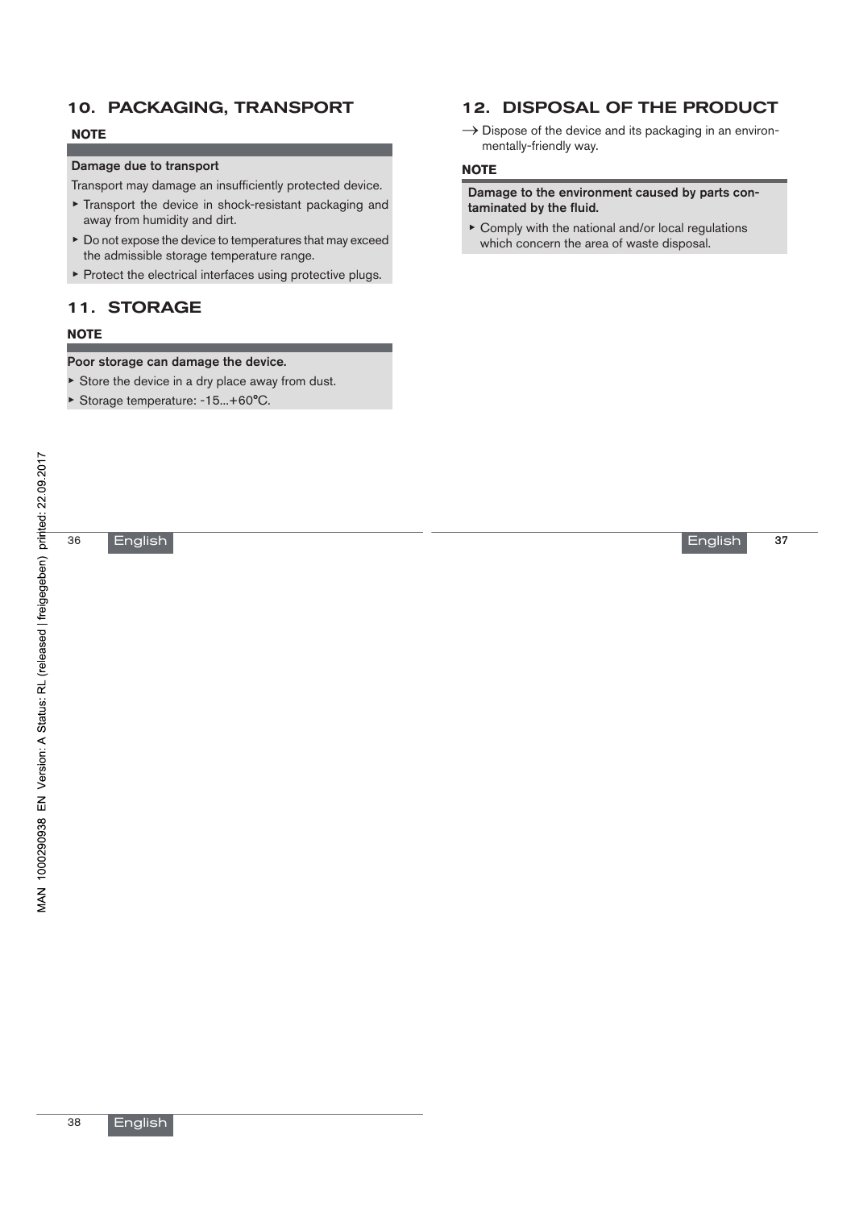## 10. PACKAGING, TRANSPORT

**NOTE**

**Damage due to transport**

Transport may damage an insufficiently protected device.

- Transport the device in shock-resistant packaging and away from humidity and dirt.
- Do not expose the device to temperatures that may exceed the admissible storage temperature range.
- Protect the electrical interfaces using protective plugs.

## 11. STORAGE

**NOTE**

**Poor storage can damage the device.**

- Store the device in a dry place away from dust.
- Storage temperature: -15...+60°C.

## 12. DISPOSAL OF THE PRODUCT

→ Dispose of the device and its packaging in an environmentally-friendly way.

**NOTE**

**Damage to the environment caused by parts contaminated by the fluid.**

- Comply with the national and/or local regulations which concern the area of waste disposal.

MAN 1000290938 EN Version: A Status: RL (released | freigegeben) printed: 22.09.2017